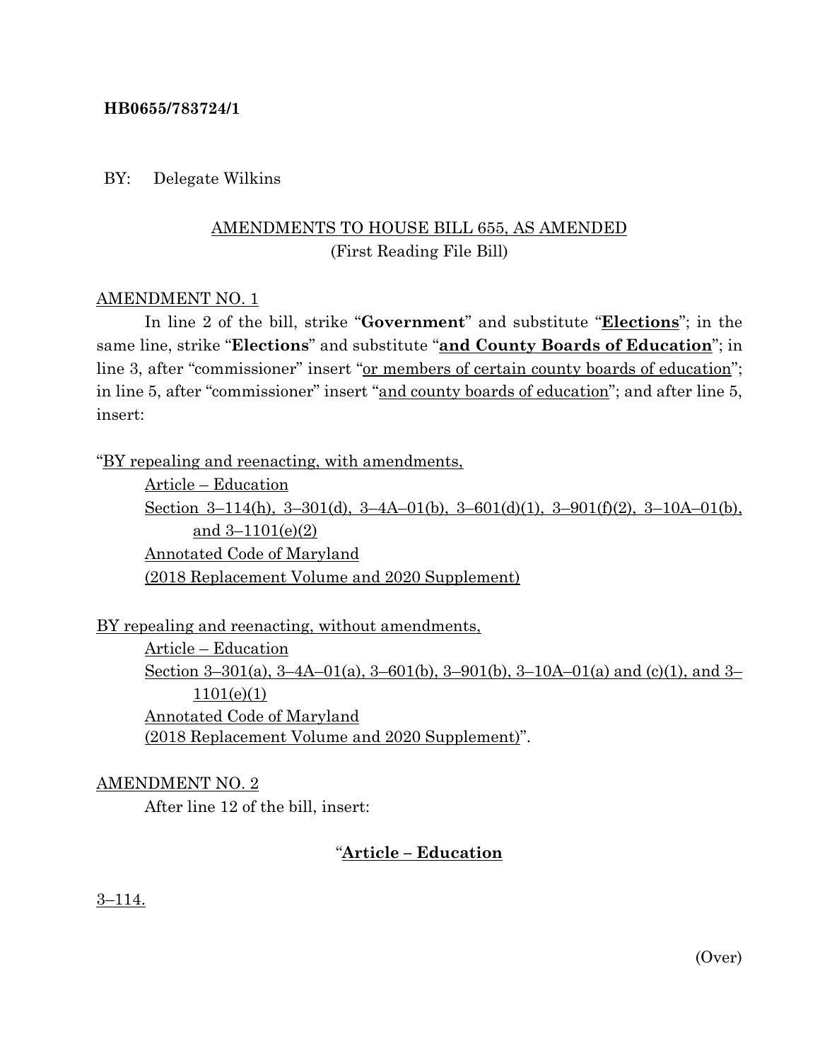**HB0655/783724/1**

BY: Delegate Wilkins

AMENDMENTS TO HOUSE BILL 655, AS AMENDED
(First Reading File Bill)

AMENDMENT NO. 1

In line 2 of the bill, strike "**Government**" and substitute "**Elections**"; in the same line, strike "**Elections**" and substitute "**and County Boards of Education**"; in line 3, after "commissioner" insert "or members of certain county boards of education"; in line 5, after "commissioner" insert "and county boards of education"; and after line 5, insert:

"BY repealing and reenacting, with amendments,

Article – Education

Section 3–114(h), 3–301(d), 3–4A–01(b), 3–601(d)(1), 3–901(f)(2), 3–10A–01(b), and 3–1101(e)(2)

Annotated Code of Maryland

(2018 Replacement Volume and 2020 Supplement)

BY repealing and reenacting, without amendments,

Article – Education

Section 3–301(a), 3–4A–01(a), 3–601(b), 3–901(b), 3–10A–01(a) and (c)(1), and 3–1101(e)(1)

Annotated Code of Maryland

(2018 Replacement Volume and 2020 Supplement)".

AMENDMENT NO. 2

After line 12 of the bill, insert:

"**Article – Education**

3–114.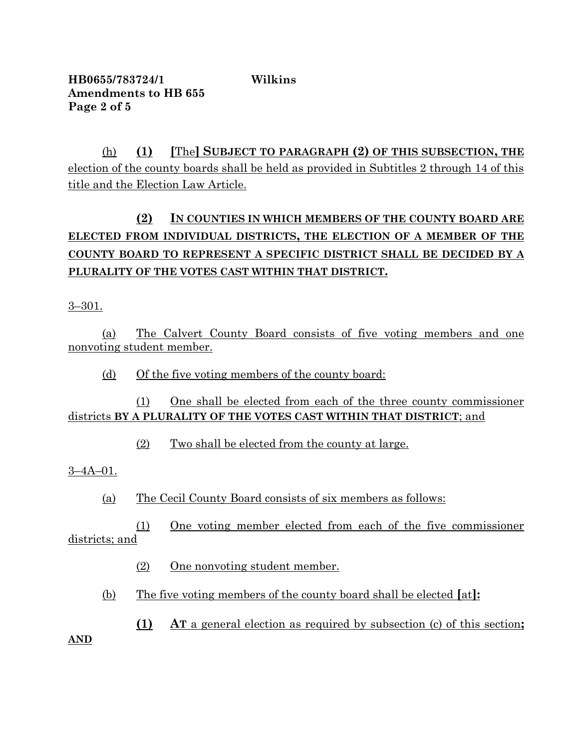(h) **(1)** **[**The**]** **SUBJECT TO PARAGRAPH (2) OF THIS SUBSECTION, THE** election of the county boards shall be held as provided in Subtitles 2 through 14 of this title and the Election Law Article.

**(2)** **IN COUNTIES IN WHICH MEMBERS OF THE COUNTY BOARD ARE ELECTED FROM INDIVIDUAL DISTRICTS, THE ELECTION OF A MEMBER OF THE COUNTY BOARD TO REPRESENT A SPECIFIC DISTRICT SHALL BE DECIDED BY A PLURALITY OF THE VOTES CAST WITHIN THAT DISTRICT.**

3–301.

(a) The Calvert County Board consists of five voting members and one nonvoting student member.

(d) Of the five voting members of the county board:

(1) One shall be elected from each of the three county commissioner districts **BY A PLURALITY OF THE VOTES CAST WITHIN THAT DISTRICT**; and

(2) Two shall be elected from the county at large.

3–4A–01.

(a) The Cecil County Board consists of six members as follows:

(1) One voting member elected from each of the five commissioner districts; and

(2) One nonvoting student member.

(b) The five voting members of the county board shall be elected **[**at**]:**

**(1)** **AT** a general election as required by subsection (c) of this section**; AND**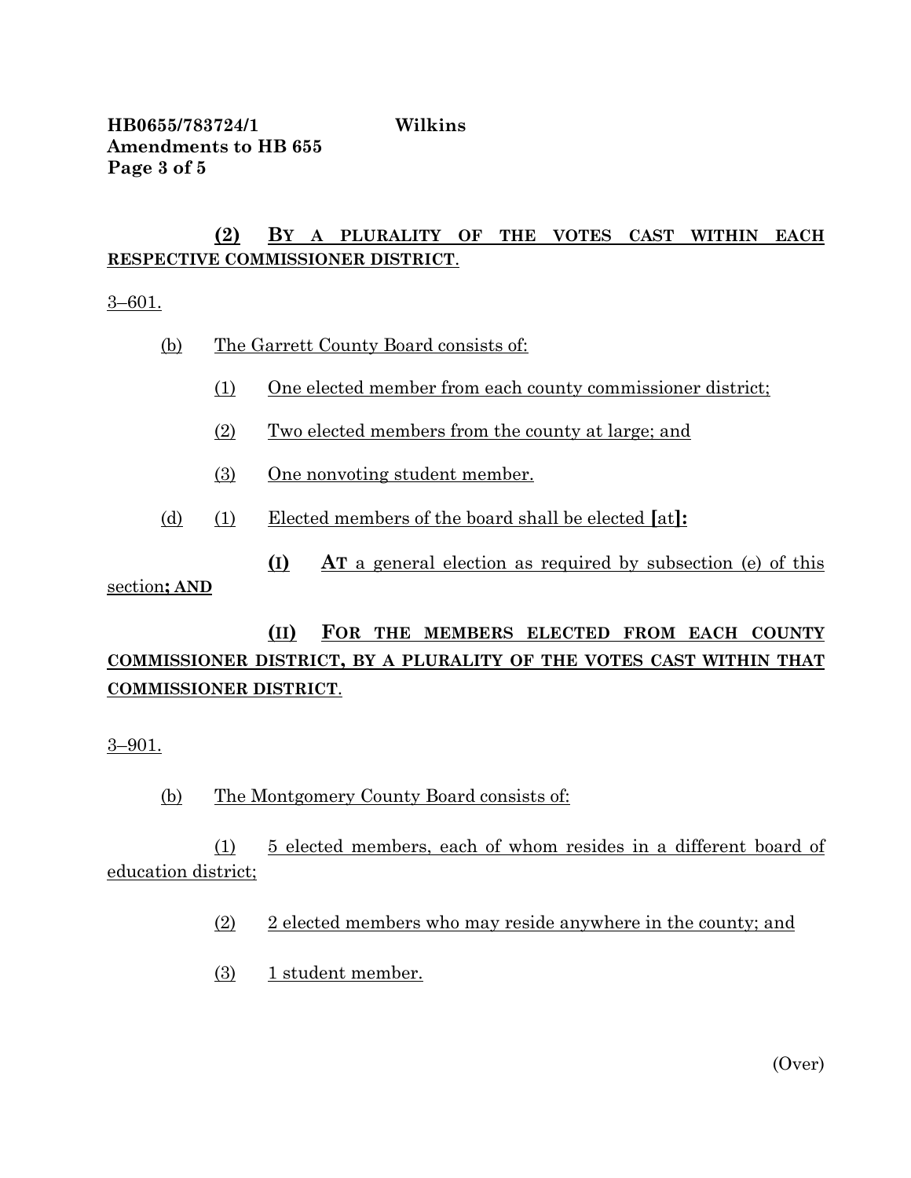**(2) BY A PLURALITY OF THE VOTES CAST WITHIN EACH RESPECTIVE COMMISSIONER DISTRICT**.

3–601.

(b) The Garrett County Board consists of:

(1) One elected member from each county commissioner district;

(2) Two elected members from the county at large; and

(3) One nonvoting student member.

(d) (1) Elected members of the board shall be elected [at]**:**

**(I) AT** a general election as required by subsection (e) of this section**; AND**

**(II) FOR THE MEMBERS ELECTED FROM EACH COUNTY COMMISSIONER DISTRICT, BY A PLURALITY OF THE VOTES CAST WITHIN THAT COMMISSIONER DISTRICT**.

3–901.

(b) The Montgomery County Board consists of:

(1) 5 elected members, each of whom resides in a different board of education district;

(2) 2 elected members who may reside anywhere in the county; and

(3) 1 student member.

(Over)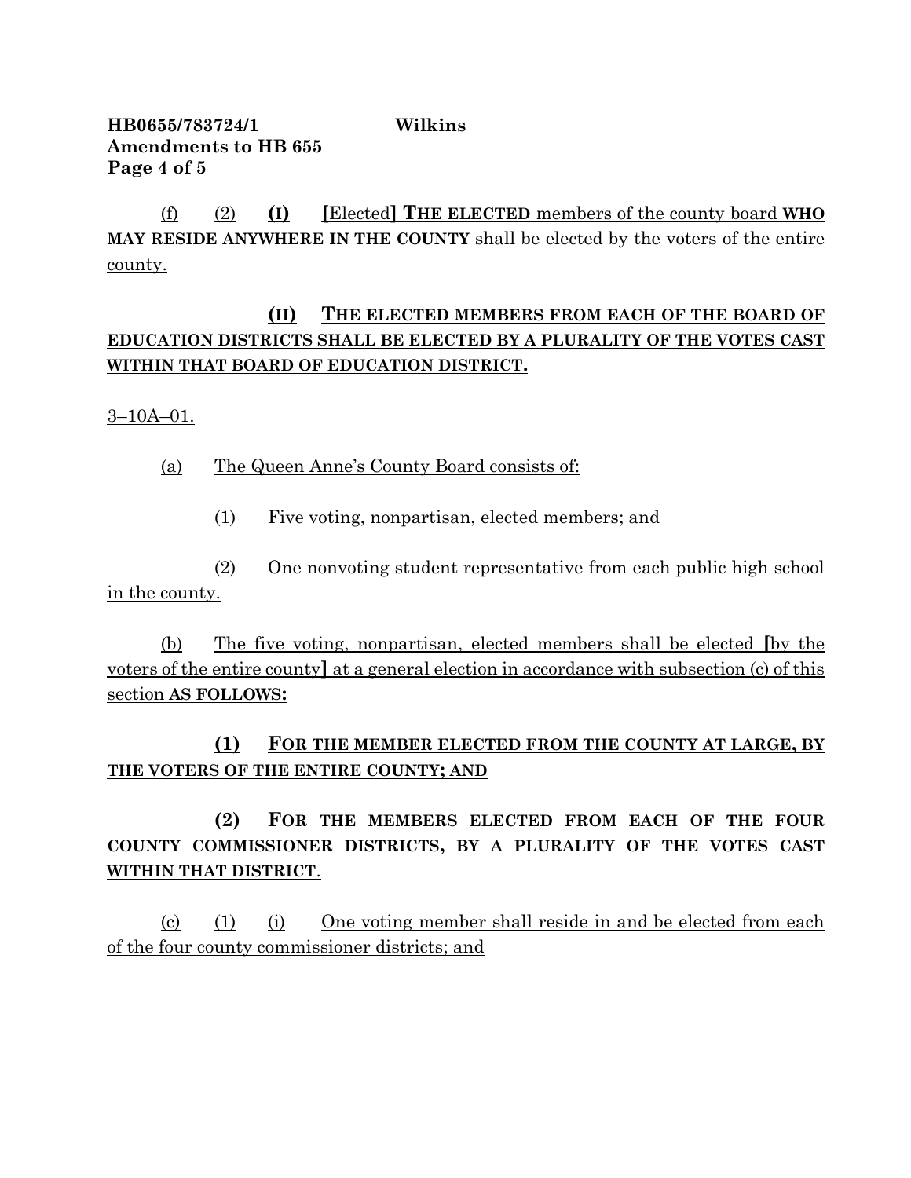(f) (2) **(I)** **[**Elected**]** **THE ELECTED** members of the county board **WHO MAY RESIDE ANYWHERE IN THE COUNTY** shall be elected by the voters of the entire county.

**(II)** **THE ELECTED MEMBERS FROM EACH OF THE BOARD OF EDUCATION DISTRICTS SHALL BE ELECTED BY A PLURALITY OF THE VOTES CAST WITHIN THAT BOARD OF EDUCATION DISTRICT.**

3–10A–01.

(a) The Queen Anne's County Board consists of:

(1) Five voting, nonpartisan, elected members; and

(2) One nonvoting student representative from each public high school in the county.

(b) The five voting, nonpartisan, elected members shall be elected **[**by the voters of the entire county**]** at a general election in accordance with subsection (c) of this section **AS FOLLOWS:**

**(1)** **FOR THE MEMBER ELECTED FROM THE COUNTY AT LARGE, BY THE VOTERS OF THE ENTIRE COUNTY; AND**

**(2)** **FOR THE MEMBERS ELECTED FROM EACH OF THE FOUR COUNTY COMMISSIONER DISTRICTS, BY A PLURALITY OF THE VOTES CAST WITHIN THAT DISTRICT**.

(c) (1) (i) One voting member shall reside in and be elected from each of the four county commissioner districts; and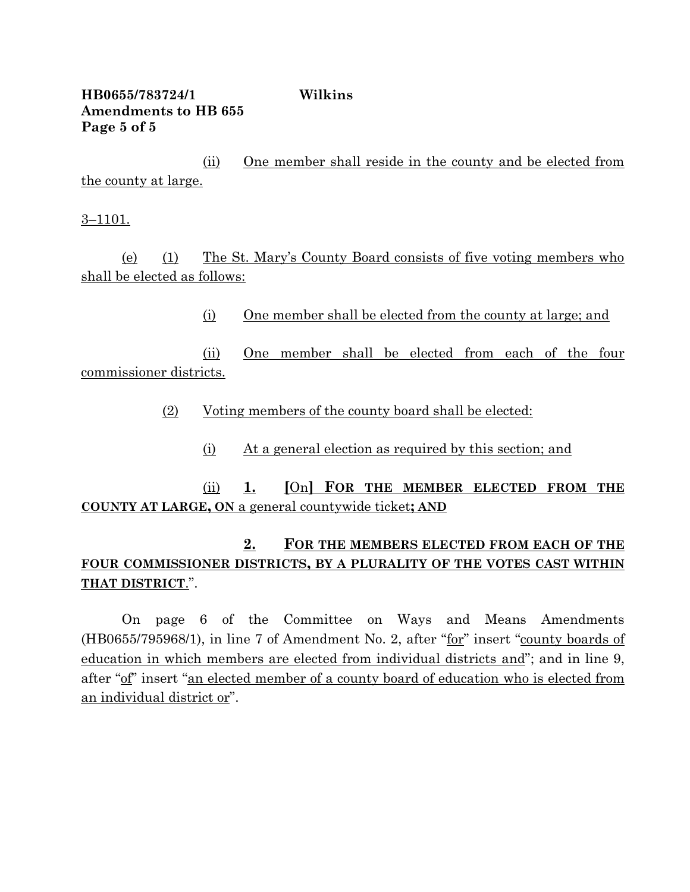(ii) One member shall reside in the county and be elected from the county at large.

3–1101.

(e) (1) The St. Mary's County Board consists of five voting members who shall be elected as follows:

(i) One member shall be elected from the county at large; and

(ii) One member shall be elected from each of the four commissioner districts.

(2) Voting members of the county board shall be elected:

(i) At a general election as required by this section; and

(ii) **1.** **[**On**]** **FOR THE MEMBER ELECTED FROM THE COUNTY AT LARGE, ON** a general countywide ticket**; AND**

**2.** **FOR THE MEMBERS ELECTED FROM EACH OF THE FOUR COMMISSIONER DISTRICTS, BY A PLURALITY OF THE VOTES CAST WITHIN THAT DISTRICT**.".

On page 6 of the Committee on Ways and Means Amendments (HB0655/795968/1), in line 7 of Amendment No. 2, after "for" insert "county boards of education in which members are elected from individual districts and"; and in line 9, after "of" insert "an elected member of a county board of education who is elected from an individual district or".